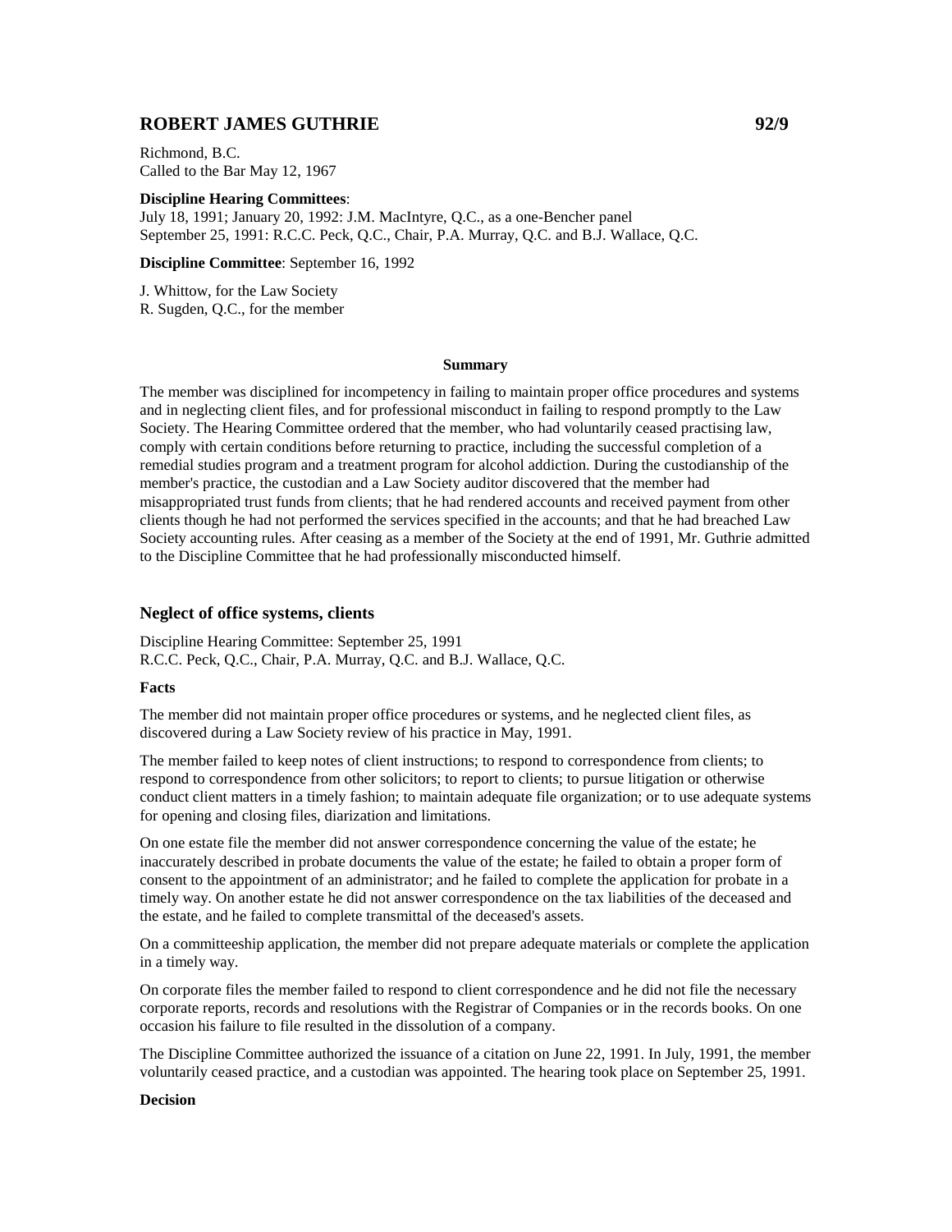## ROBERT JAMES GUTHRIE 92/9

Richmond, B.C.
Called to the Bar May 12, 1967

**Discipline Hearing Committees**:
July 18, 1991; January 20, 1992: J.M. MacIntyre, Q.C., as a one-Bencher panel
September 25, 1991: R.C.C. Peck, Q.C., Chair, P.A. Murray, Q.C. and B.J. Wallace, Q.C.

**Discipline Committee**: September 16, 1992

J. Whittow, for the Law Society
R. Sugden, Q.C., for the member

**Summary**

The member was disciplined for incompetency in failing to maintain proper office procedures and systems and in neglecting client files, and for professional misconduct in failing to respond promptly to the Law Society. The Hearing Committee ordered that the member, who had voluntarily ceased practising law, comply with certain conditions before returning to practice, including the successful completion of a remedial studies program and a treatment program for alcohol addiction. During the custodianship of the member's practice, the custodian and a Law Society auditor discovered that the member had misappropriated trust funds from clients; that he had rendered accounts and received payment from other clients though he had not performed the services specified in the accounts; and that he had breached Law Society accounting rules. After ceasing as a member of the Society at the end of 1991, Mr. Guthrie admitted to the Discipline Committee that he had professionally misconducted himself.

### Neglect of office systems, clients

Discipline Hearing Committee: September 25, 1991
R.C.C. Peck, Q.C., Chair, P.A. Murray, Q.C. and B.J. Wallace, Q.C.

**Facts**

The member did not maintain proper office procedures or systems, and he neglected client files, as discovered during a Law Society review of his practice in May, 1991.

The member failed to keep notes of client instructions; to respond to correspondence from clients; to respond to correspondence from other solicitors; to report to clients; to pursue litigation or otherwise conduct client matters in a timely fashion; to maintain adequate file organization; or to use adequate systems for opening and closing files, diarization and limitations.

On one estate file the member did not answer correspondence concerning the value of the estate; he inaccurately described in probate documents the value of the estate; he failed to obtain a proper form of consent to the appointment of an administrator; and he failed to complete the application for probate in a timely way. On another estate he did not answer correspondence on the tax liabilities of the deceased and the estate, and he failed to complete transmittal of the deceased's assets.

On a committeeship application, the member did not prepare adequate materials or complete the application in a timely way.

On corporate files the member failed to respond to client correspondence and he did not file the necessary corporate reports, records and resolutions with the Registrar of Companies or in the records books. On one occasion his failure to file resulted in the dissolution of a company.

The Discipline Committee authorized the issuance of a citation on June 22, 1991. In July, 1991, the member voluntarily ceased practice, and a custodian was appointed. The hearing took place on September 25, 1991.

**Decision**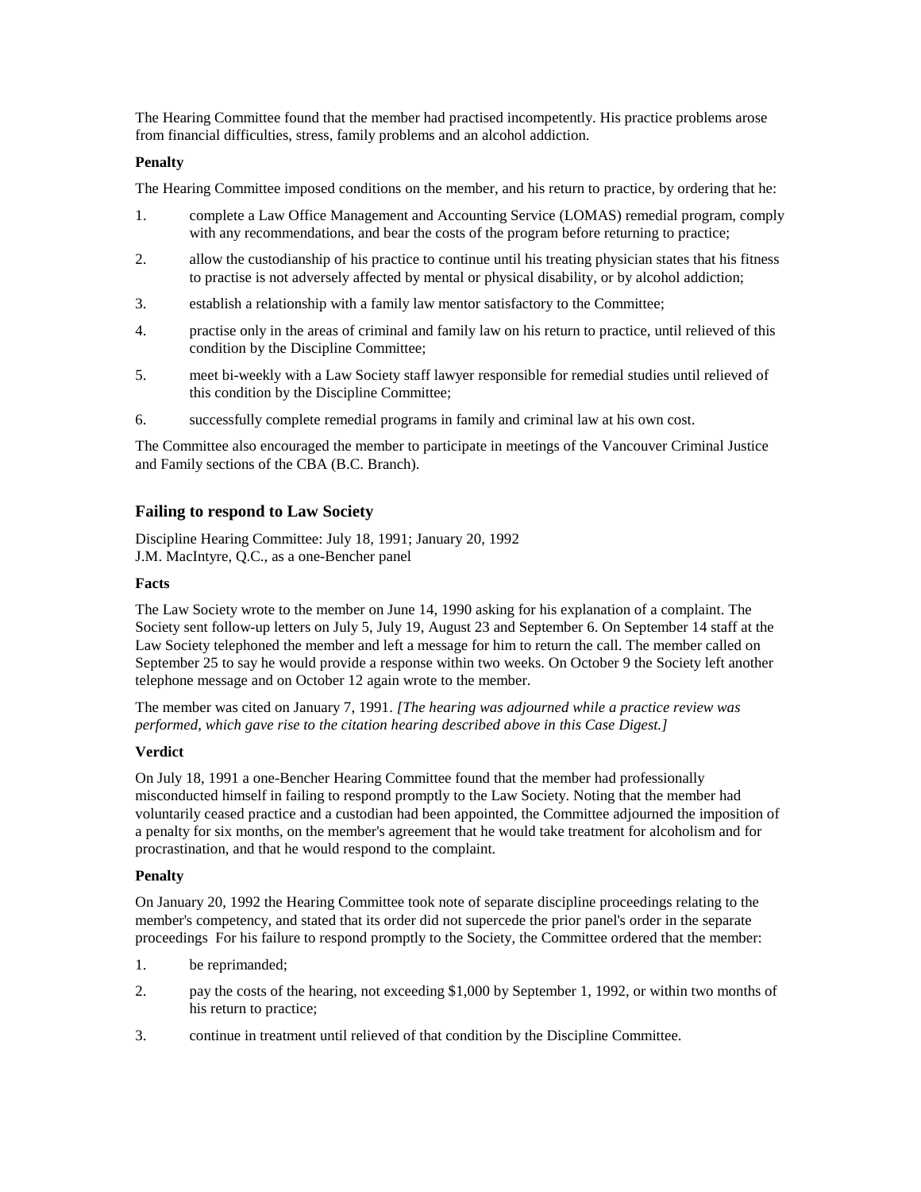The Hearing Committee found that the member had practised incompetently. His practice problems arose from financial difficulties, stress, family problems and an alcohol addiction.

**Penalty**

The Hearing Committee imposed conditions on the member, and his return to practice, by ordering that he:

1. complete a Law Office Management and Accounting Service (LOMAS) remedial program, comply with any recommendations, and bear the costs of the program before returning to practice;
2. allow the custodianship of his practice to continue until his treating physician states that his fitness to practise is not adversely affected by mental or physical disability, or by alcohol addiction;
3. establish a relationship with a family law mentor satisfactory to the Committee;
4. practise only in the areas of criminal and family law on his return to practice, until relieved of this condition by the Discipline Committee;
5. meet bi-weekly with a Law Society staff lawyer responsible for remedial studies until relieved of this condition by the Discipline Committee;
6. successfully complete remedial programs in family and criminal law at his own cost.

The Committee also encouraged the member to participate in meetings of the Vancouver Criminal Justice and Family sections of the CBA (B.C. Branch).

## Failing to respond to Law Society

Discipline Hearing Committee: July 18, 1991; January 20, 1992
J.M. MacIntyre, Q.C., as a one-Bencher panel

**Facts**

The Law Society wrote to the member on June 14, 1990 asking for his explanation of a complaint. The Society sent follow-up letters on July 5, July 19, August 23 and September 6. On September 14 staff at the Law Society telephoned the member and left a message for him to return the call. The member called on September 25 to say he would provide a response within two weeks. On October 9 the Society left another telephone message and on October 12 again wrote to the member.

The member was cited on January 7, 1991. *[The hearing was adjourned while a practice review was performed, which gave rise to the citation hearing described above in this Case Digest.]*

**Verdict**

On July 18, 1991 a one-Bencher Hearing Committee found that the member had professionally misconducted himself in failing to respond promptly to the Law Society. Noting that the member had voluntarily ceased practice and a custodian had been appointed, the Committee adjourned the imposition of a penalty for six months, on the member's agreement that he would take treatment for alcoholism and for procrastination, and that he would respond to the complaint.

**Penalty**

On January 20, 1992 the Hearing Committee took note of separate discipline proceedings relating to the member's competency, and stated that its order did not supercede the prior panel's order in the separate proceedings For his failure to respond promptly to the Society, the Committee ordered that the member:

1. be reprimanded;
2. pay the costs of the hearing, not exceeding $1,000 by September 1, 1992, or within two months of his return to practice;
3. continue in treatment until relieved of that condition by the Discipline Committee.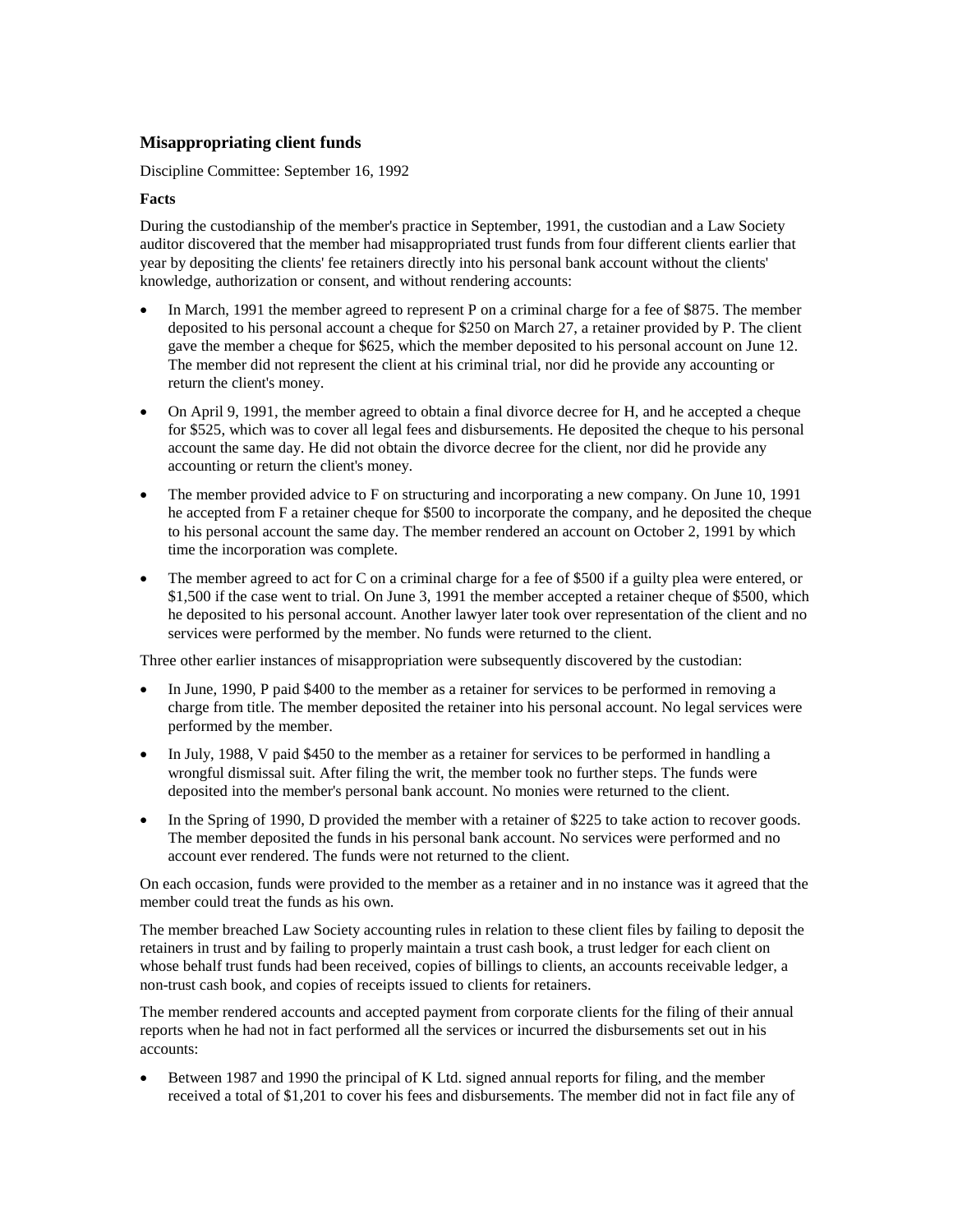### Misappropriating client funds

Discipline Committee: September 16, 1992

**Facts**

During the custodianship of the member's practice in September, 1991, the custodian and a Law Society auditor discovered that the member had misappropriated trust funds from four different clients earlier that year by depositing the clients' fee retainers directly into his personal bank account without the clients' knowledge, authorization or consent, and without rendering accounts:

- In March, 1991 the member agreed to represent P on a criminal charge for a fee of $875. The member deposited to his personal account a cheque for $250 on March 27, a retainer provided by P. The client gave the member a cheque for $625, which the member deposited to his personal account on June 12. The member did not represent the client at his criminal trial, nor did he provide any accounting or return the client's money.
- On April 9, 1991, the member agreed to obtain a final divorce decree for H, and he accepted a cheque for $525, which was to cover all legal fees and disbursements. He deposited the cheque to his personal account the same day. He did not obtain the divorce decree for the client, nor did he provide any accounting or return the client's money.
- The member provided advice to F on structuring and incorporating a new company. On June 10, 1991 he accepted from F a retainer cheque for $500 to incorporate the company, and he deposited the cheque to his personal account the same day. The member rendered an account on October 2, 1991 by which time the incorporation was complete.
- The member agreed to act for C on a criminal charge for a fee of $500 if a guilty plea were entered, or $1,500 if the case went to trial. On June 3, 1991 the member accepted a retainer cheque of $500, which he deposited to his personal account. Another lawyer later took over representation of the client and no services were performed by the member. No funds were returned to the client.

Three other earlier instances of misappropriation were subsequently discovered by the custodian:

- In June, 1990, P paid $400 to the member as a retainer for services to be performed in removing a charge from title. The member deposited the retainer into his personal account. No legal services were performed by the member.
- In July, 1988, V paid $450 to the member as a retainer for services to be performed in handling a wrongful dismissal suit. After filing the writ, the member took no further steps. The funds were deposited into the member's personal bank account. No monies were returned to the client.
- In the Spring of 1990, D provided the member with a retainer of $225 to take action to recover goods. The member deposited the funds in his personal bank account. No services were performed and no account ever rendered. The funds were not returned to the client.

On each occasion, funds were provided to the member as a retainer and in no instance was it agreed that the member could treat the funds as his own.

The member breached Law Society accounting rules in relation to these client files by failing to deposit the retainers in trust and by failing to properly maintain a trust cash book, a trust ledger for each client on whose behalf trust funds had been received, copies of billings to clients, an accounts receivable ledger, a non-trust cash book, and copies of receipts issued to clients for retainers.

The member rendered accounts and accepted payment from corporate clients for the filing of their annual reports when he had not in fact performed all the services or incurred the disbursements set out in his accounts:

- Between 1987 and 1990 the principal of K Ltd. signed annual reports for filing, and the member received a total of $1,201 to cover his fees and disbursements. The member did not in fact file any of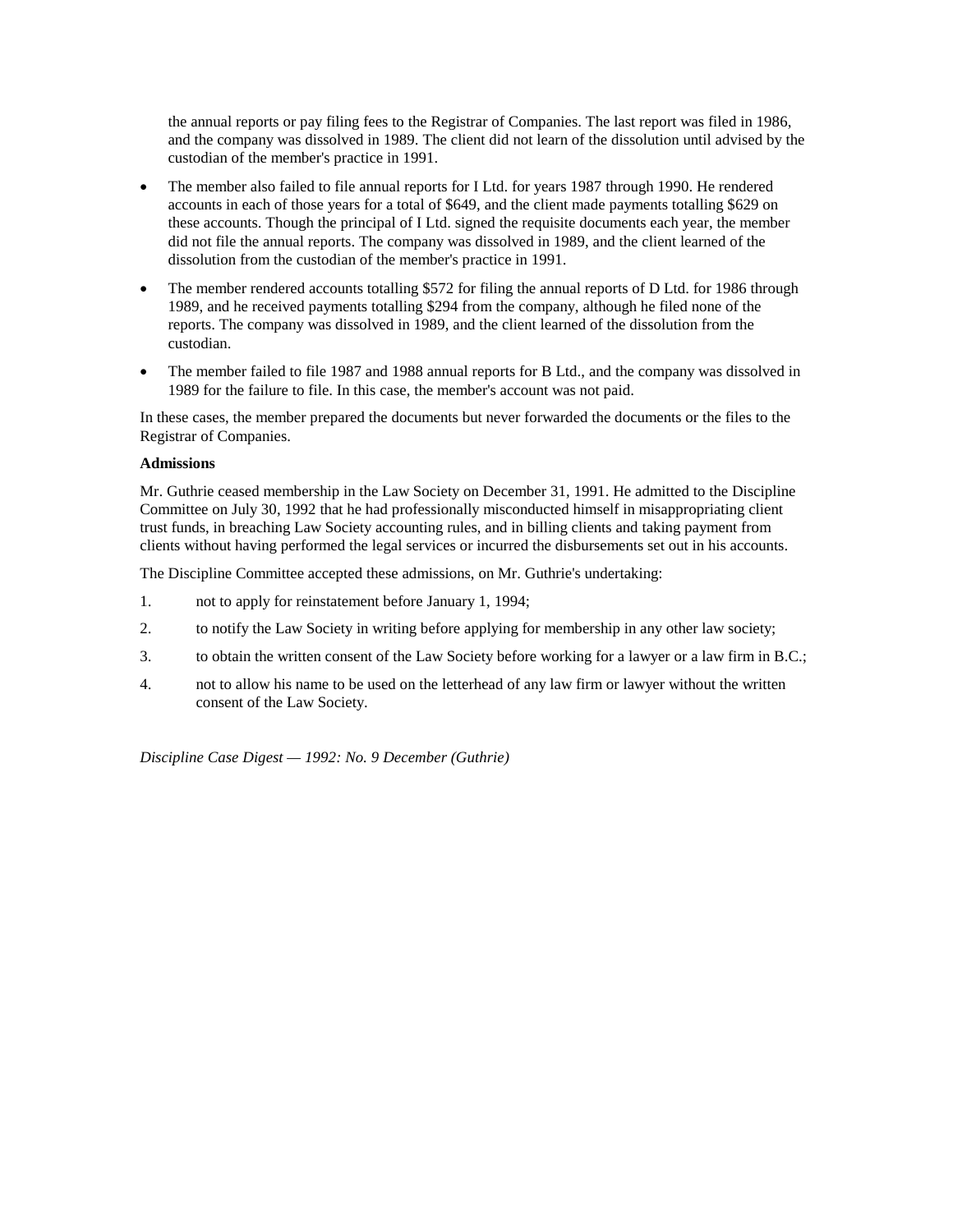the annual reports or pay filing fees to the Registrar of Companies. The last report was filed in 1986, and the company was dissolved in 1989. The client did not learn of the dissolution until advised by the custodian of the member's practice in 1991.

- The member also failed to file annual reports for I Ltd. for years 1987 through 1990. He rendered accounts in each of those years for a total of $649, and the client made payments totalling $629 on these accounts. Though the principal of I Ltd. signed the requisite documents each year, the member did not file the annual reports. The company was dissolved in 1989, and the client learned of the dissolution from the custodian of the member's practice in 1991.
- The member rendered accounts totalling $572 for filing the annual reports of D Ltd. for 1986 through 1989, and he received payments totalling $294 from the company, although he filed none of the reports. The company was dissolved in 1989, and the client learned of the dissolution from the custodian.
- The member failed to file 1987 and 1988 annual reports for B Ltd., and the company was dissolved in 1989 for the failure to file. In this case, the member's account was not paid.

In these cases, the member prepared the documents but never forwarded the documents or the files to the Registrar of Companies.

**Admissions**

Mr. Guthrie ceased membership in the Law Society on December 31, 1991. He admitted to the Discipline Committee on July 30, 1992 that he had professionally misconducted himself in misappropriating client trust funds, in breaching Law Society accounting rules, and in billing clients and taking payment from clients without having performed the legal services or incurred the disbursements set out in his accounts.

The Discipline Committee accepted these admissions, on Mr. Guthrie's undertaking:

1. not to apply for reinstatement before January 1, 1994;
2. to notify the Law Society in writing before applying for membership in any other law society;
3. to obtain the written consent of the Law Society before working for a lawyer or a law firm in B.C.;
4. not to allow his name to be used on the letterhead of any law firm or lawyer without the written consent of the Law Society.

*Discipline Case Digest — 1992: No. 9 December (Guthrie)*